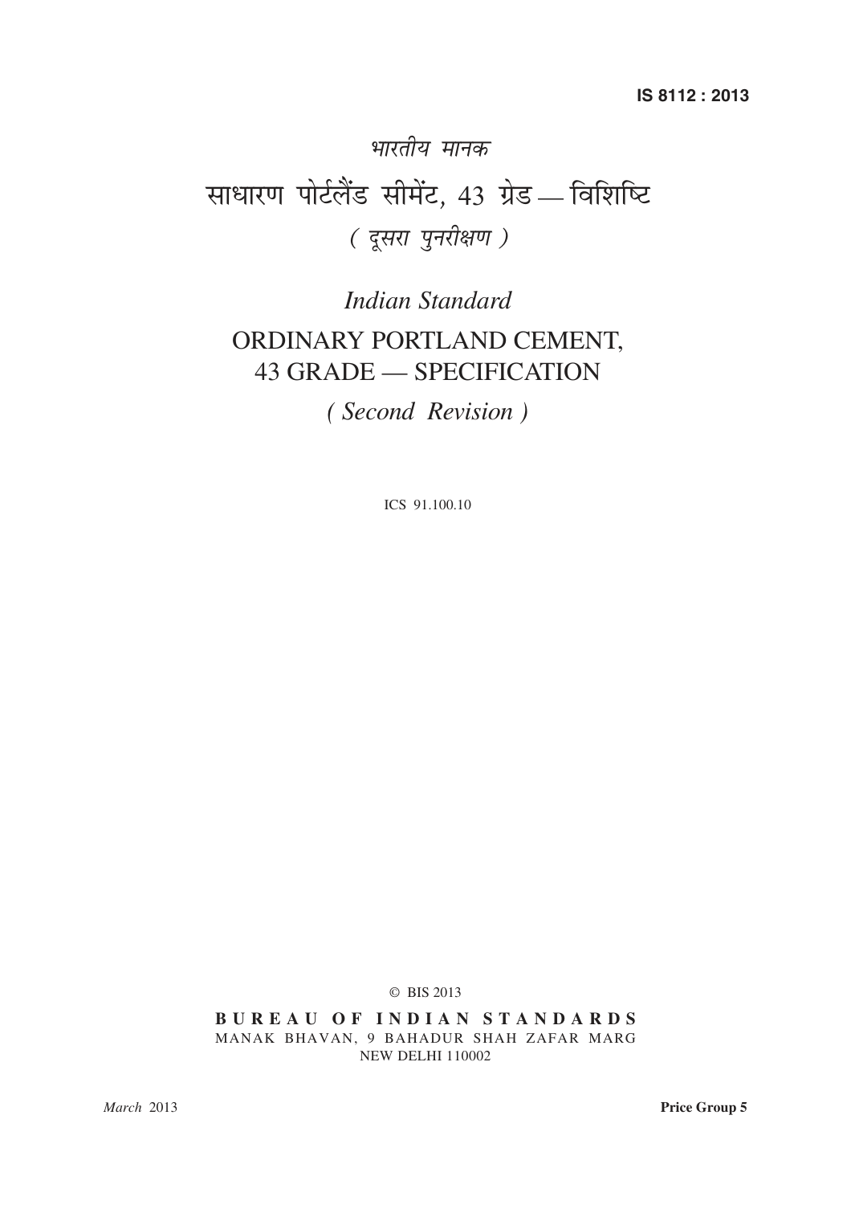IS 8112 : 2013

*भारतीय मानक*

# साधारण पोर्टलैंड सीमेंट, 43 ग्रेड — विशिष्टि

*( दूसरा पुनरीक्षण )*

*Indian Standard*

# ORDINARY PORTLAND CEMENT, 43 GRADE — SPECIFICATION

*( Second Revision )*

ICS 91.100.10

© BIS 2013

**BUREAU OF INDIAN STANDARDS**

MANAK BHAVAN, 9 BAHADUR SHAH ZAFAR MARG
NEW DELHI 110002

*March* 2013

**Price Group 5**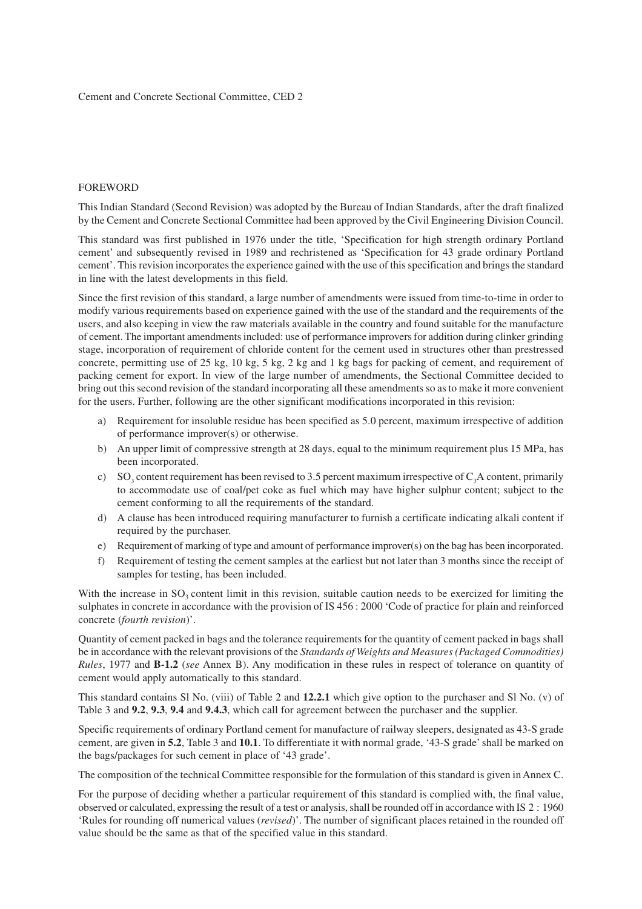Cement and Concrete Sectional Committee, CED 2

## FOREWORD

This Indian Standard (Second Revision) was adopted by the Bureau of Indian Standards, after the draft finalized by the Cement and Concrete Sectional Committee had been approved by the Civil Engineering Division Council.

This standard was first published in 1976 under the title, 'Specification for high strength ordinary Portland cement' and subsequently revised in 1989 and rechristened as 'Specification for 43 grade ordinary Portland cement'. This revision incorporates the experience gained with the use of this specification and brings the standard in line with the latest developments in this field.

Since the first revision of this standard, a large number of amendments were issued from time-to-time in order to modify various requirements based on experience gained with the use of the standard and the requirements of the users, and also keeping in view the raw materials available in the country and found suitable for the manufacture of cement. The important amendments included: use of performance improvers for addition during clinker grinding stage, incorporation of requirement of chloride content for the cement used in structures other than prestressed concrete, permitting use of 25 kg, 10 kg, 5 kg, 2 kg and 1 kg bags for packing of cement, and requirement of packing cement for export. In view of the large number of amendments, the Sectional Committee decided to bring out this second revision of the standard incorporating all these amendments so as to make it more convenient for the users. Further, following are the other significant modifications incorporated in this revision:

a) Requirement for insoluble residue has been specified as 5.0 percent, maximum irrespective of addition of performance improver(s) or otherwise.
b) An upper limit of compressive strength at 28 days, equal to the minimum requirement plus 15 MPa, has been incorporated.
c) $SO_3$ content requirement has been revised to 3.5 percent maximum irrespective of $C_3A$ content, primarily to accommodate use of coal/pet coke as fuel which may have higher sulphur content; subject to the cement conforming to all the requirements of the standard.
d) A clause has been introduced requiring manufacturer to furnish a certificate indicating alkali content if required by the purchaser.
e) Requirement of marking of type and amount of performance improver(s) on the bag has been incorporated.
f) Requirement of testing the cement samples at the earliest but not later than 3 months since the receipt of samples for testing, has been included.

With the increase in $SO_3$ content limit in this revision, suitable caution needs to be exercized for limiting the sulphates in concrete in accordance with the provision of IS 456 : 2000 'Code of practice for plain and reinforced concrete (*fourth revision*)'.

Quantity of cement packed in bags and the tolerance requirements for the quantity of cement packed in bags shall be in accordance with the relevant provisions of the *Standards of Weights and Measures (Packaged Commodities) Rules*, 1977 and **B-1.2** (*see* Annex B). Any modification in these rules in respect of tolerance on quantity of cement would apply automatically to this standard.

This standard contains Sl No. (viii) of Table 2 and **12.2.1** which give option to the purchaser and Sl No. (v) of Table 3 and **9.2**, **9.3**, **9.4** and **9.4.3**, which call for agreement between the purchaser and the supplier.

Specific requirements of ordinary Portland cement for manufacture of railway sleepers, designated as 43-S grade cement, are given in **5.2**, Table 3 and **10.1**. To differentiate it with normal grade, '43-S grade' shall be marked on the bags/packages for such cement in place of '43 grade'.

The composition of the technical Committee responsible for the formulation of this standard is given in Annex C.

For the purpose of deciding whether a particular requirement of this standard is complied with, the final value, observed or calculated, expressing the result of a test or analysis, shall be rounded off in accordance with IS 2 : 1960 'Rules for rounding off numerical values (*revised*)'. The number of significant places retained in the rounded off value should be the same as that of the specified value in this standard.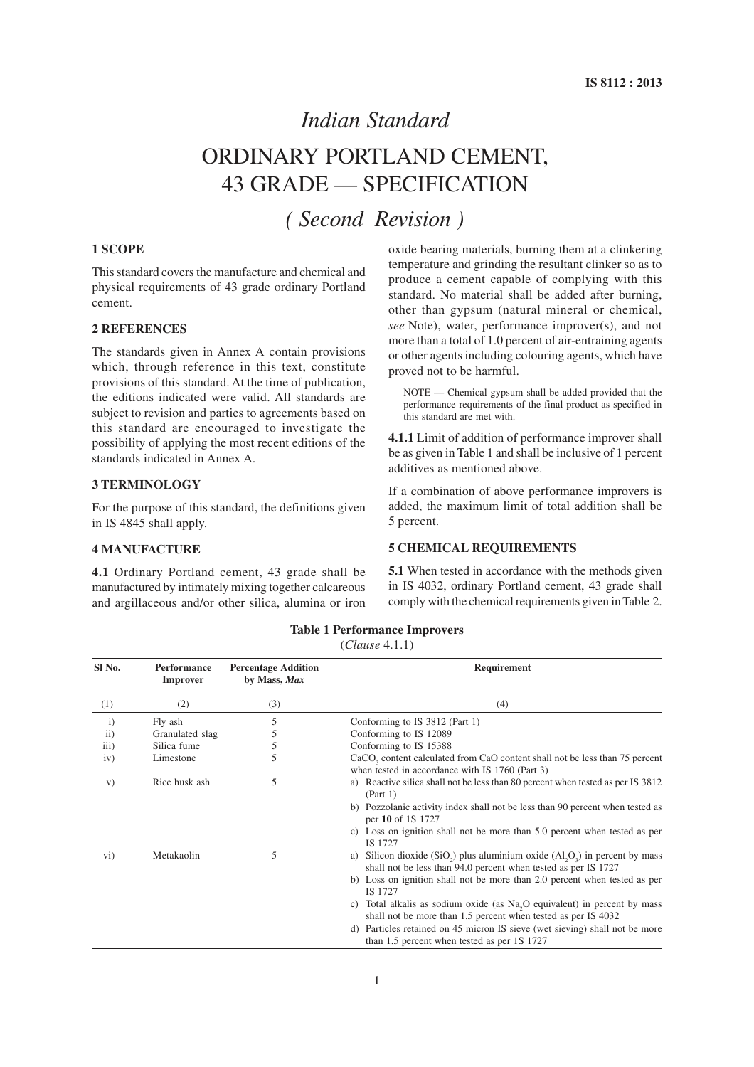# Indian Standard

# ORDINARY PORTLAND CEMENT, 43 GRADE — SPECIFICATION

## *( Second Revision )*

### 1 SCOPE

This standard covers the manufacture and chemical and physical requirements of 43 grade ordinary Portland cement.

### 2 REFERENCES

The standards given in Annex A contain provisions which, through reference in this text, constitute provisions of this standard. At the time of publication, the editions indicated were valid. All standards are subject to revision and parties to agreements based on this standard are encouraged to investigate the possibility of applying the most recent editions of the standards indicated in Annex A.

### 3 TERMINOLOGY

For the purpose of this standard, the definitions given in IS 4845 shall apply.

### 4 MANUFACTURE

**4.1** Ordinary Portland cement, 43 grade shall be manufactured by intimately mixing together calcareous and argillaceous and/or other silica, alumina or iron oxide bearing materials, burning them at a clinkering temperature and grinding the resultant clinker so as to produce a cement capable of complying with this standard. No material shall be added after burning, other than gypsum (natural mineral or chemical, *see* Note), water, performance improver(s), and not more than a total of 1.0 percent of air-entraining agents or other agents including colouring agents, which have proved not to be harmful.

NOTE — Chemical gypsum shall be added provided that the performance requirements of the final product as specified in this standard are met with.

**4.1.1** Limit of addition of performance improver shall be as given in Table 1 and shall be inclusive of 1 percent additives as mentioned above.

If a combination of above performance improvers is added, the maximum limit of total addition shall be 5 percent.

### 5 CHEMICAL REQUIREMENTS

**5.1** When tested in accordance with the methods given in IS 4032, ordinary Portland cement, 43 grade shall comply with the chemical requirements given in Table 2.

**Table 1 Performance Improvers**
(*Clause* 4.1.1)

| Sl No. | Performance Improver | Percentage Addition by Mass, *Max* | Requirement |
|---|---|---|---|
| (1) | (2) | (3) | (4) |
| i) | Fly ash | 5 | Conforming to IS 3812 (Part 1) |
| ii) | Granulated slag | 5 | Conforming to IS 12089 |
| iii) | Silica fume | 5 | Conforming to IS 15388 |
| iv) | Limestone | 5 | $CaCO_3$ content calculated from CaO content shall not be less than 75 percent when tested in accordance with IS 1760 (Part 3) |
| v) | Rice husk ash | 5 | a) Reactive silica shall not be less than 80 percent when tested as per IS 3812 (Part 1)<br>b) Pozzolanic activity index shall not be less than 90 percent when tested as per **10** of IS 1727<br>c) Loss on ignition shall not be more than 5.0 percent when tested as per IS 1727 |
| vi) | Metakaolin | 5 | a) Silicon dioxide ($SiO_2$) plus aluminium oxide ($Al_2O_3$) in percent by mass shall not be less than 94.0 percent when tested as per IS 1727<br>b) Loss on ignition shall not be more than 2.0 percent when tested as per IS 1727<br>c) Total alkalis as sodium oxide (as $Na_2O$ equivalent) in percent by mass shall not be more than 1.5 percent when tested as per IS 4032<br>d) Particles retained on 45 micron IS sieve (wet sieving) shall not be more than 1.5 percent when tested as per IS 1727 |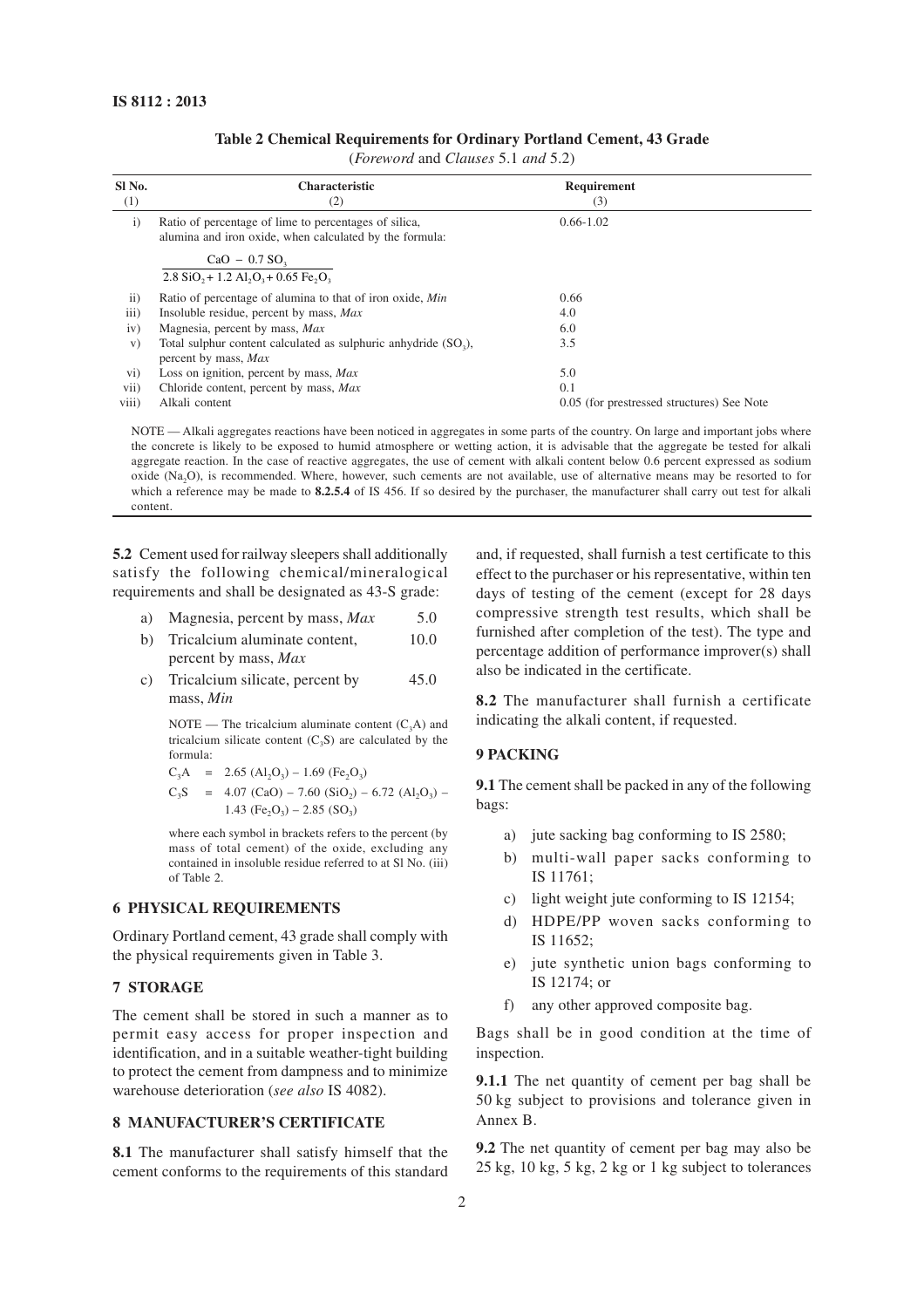**Table 2 Chemical Requirements for Ordinary Portland Cement, 43 Grade**

(*Foreword* and *Clauses* 5.1 *and* 5.2)

| Sl No. (1) | Characteristic (2) | Requirement (3) |
|---|---|---|
| i) | Ratio of percentage of lime to percentages of silica, alumina and iron oxide, when calculated by the formula: $\frac{CaO - 0.7\ SO_3}{2.8\ SiO_2 + 1.2\ Al_2O_3 + 0.65\ Fe_2O_3}$ | 0.66-1.02 |
| ii) | Ratio of percentage of alumina to that of iron oxide, *Min* | 0.66 |
| iii) | Insoluble residue, percent by mass, *Max* | 4.0 |
| iv) | Magnesia, percent by mass, *Max* | 6.0 |
| v) | Total sulphur content calculated as sulphuric anhydride ($SO_3$), percent by mass, *Max* | 3.5 |
| vi) | Loss on ignition, percent by mass, *Max* | 5.0 |
| vii) | Chloride content, percent by mass, *Max* | 0.1 |
| viii) | Alkali content | 0.05 (for prestressed structures) See Note |

NOTE — Alkali aggregates reactions have been noticed in aggregates in some parts of the country. On large and important jobs where the concrete is likely to be exposed to humid atmosphere or wetting action, it is advisable that the aggregate be tested for alkali aggregate reaction. In the case of reactive aggregates, the use of cement with alkali content below 0.6 percent expressed as sodium oxide ($Na_2O$), is recommended. Where, however, such cements are not available, use of alternative means may be resorted to for which a reference may be made to **8.2.5.4** of IS 456. If so desired by the purchaser, the manufacturer shall carry out test for alkali content.

**5.2** Cement used for railway sleepers shall additionally satisfy the following chemical/mineralogical requirements and shall be designated as 43-S grade:

a) Magnesia, percent by mass, *Max* — 5.0

b) Tricalcium aluminate content, percent by mass, *Max* — 10.0

c) Tricalcium silicate, percent by mass, *Min* — 45.0

NOTE — The tricalcium aluminate content ($C_3A$) and tricalcium silicate content ($C_3S$) are calculated by the formula:

$$C_3A = 2.65\ (Al_2O_3) - 1.69\ (Fe_2O_3)$$

$$C_3S = 4.07\ (CaO) - 7.60\ (SiO_2) - 6.72\ (Al_2O_3) - 1.43\ (Fe_2O_3) - 2.85\ (SO_3)$$

where each symbol in brackets refers to the percent (by mass of total cement) of the oxide, excluding any contained in insoluble residue referred to at Sl No. (iii) of Table 2.

## 6 PHYSICAL REQUIREMENTS

Ordinary Portland cement, 43 grade shall comply with the physical requirements given in Table 3.

## 7 STORAGE

The cement shall be stored in such a manner as to permit easy access for proper inspection and identification, and in a suitable weather-tight building to protect the cement from dampness and to minimize warehouse deterioration (*see also* IS 4082).

## 8 MANUFACTURER'S CERTIFICATE

**8.1** The manufacturer shall satisfy himself that the cement conforms to the requirements of this standard and, if requested, shall furnish a test certificate to this effect to the purchaser or his representative, within ten days of testing of the cement (except for 28 days compressive strength test results, which shall be furnished after completion of the test). The type and percentage addition of performance improver(s) shall also be indicated in the certificate.

**8.2** The manufacturer shall furnish a certificate indicating the alkali content, if requested.

## 9 PACKING

**9.1** The cement shall be packed in any of the following bags:

a) jute sacking bag conforming to IS 2580;

b) multi-wall paper sacks conforming to IS 11761;

c) light weight jute conforming to IS 12154;

d) HDPE/PP woven sacks conforming to IS 11652;

e) jute synthetic union bags conforming to IS 12174; or

f) any other approved composite bag.

Bags shall be in good condition at the time of inspection.

**9.1.1** The net quantity of cement per bag shall be 50 kg subject to provisions and tolerance given in Annex B.

**9.2** The net quantity of cement per bag may also be 25 kg, 10 kg, 5 kg, 2 kg or 1 kg subject to tolerances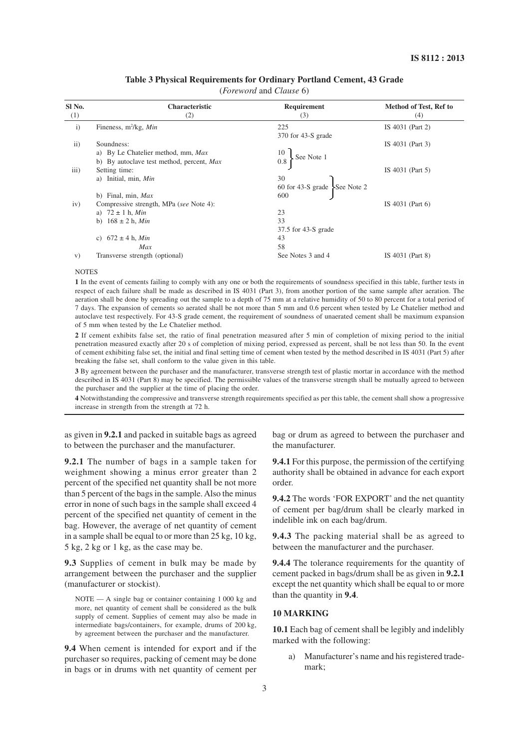**Table 3 Physical Requirements for Ordinary Portland Cement, 43 Grade**
(*Foreword* and *Clause* 6)

| Sl No. (1) | Characteristic (2) | Requirement (3) | Method of Test, Ref to (4) |
|---|---|---|---|
| i) | Fineness, $m^2/kg$, *Min* | 225<br>370 for 43-S grade | IS 4031 (Part 2) |
| ii) | Soundness: | | IS 4031 (Part 3) |
| | a) By Le Chatelier method, mm, *Max* | 10 } See Note 1 | |
| | b) By autoclave test method, percent, *Max* | 0.8 } See Note 1 | |
| iii) | Setting time: | | IS 4031 (Part 5) |
| | a) Initial, min, *Min* | 30<br>60 for 43-S grade } See Note 2 | |
| | b) Final, min, *Max* | 600 } See Note 2 | |
| iv) | Compressive strength, MPa (*see* Note 4): | | IS 4031 (Part 6) |
| | a) 72 ± 1 h, *Min* | 23 | |
| | b) 168 ± 2 h, *Min* | 33<br>37.5 for 43-S grade | |
| | c) 672 ± 4 h, *Min* | 43 | |
| | *Max* | 58 | |
| v) | Transverse strength (optional) | See Notes 3 and 4 | IS 4031 (Part 8) |

NOTES

**1** In the event of cements failing to comply with any one or both the requirements of soundness specified in this table, further tests in respect of each failure shall be made as described in IS 4031 (Part 3), from another portion of the same sample after aeration. The aeration shall be done by spreading out the sample to a depth of 75 mm at a relative humidity of 50 to 80 percent for a total period of 7 days. The expansion of cements so aerated shall be not more than 5 mm and 0.6 percent when tested by Le Chatelier method and autoclave test respectively. For 43-S grade cement, the requirement of soundness of unaerated cement shall be maximum expansion of 5 mm when tested by the Le Chatelier method.

**2** If cement exhibits false set, the ratio of final penetration measured after 5 min of completion of mixing period to the initial penetration measured exactly after 20 s of completion of mixing period, expressed as percent, shall be not less than 50. In the event of cement exhibiting false set, the initial and final setting time of cement when tested by the method described in IS 4031 (Part 5) after breaking the false set, shall conform to the value given in this table.

**3** By agreement between the purchaser and the manufacturer, transverse strength test of plastic mortar in accordance with the method described in IS 4031 (Part 8) may be specified. The permissible values of the transverse strength shall be mutually agreed to between the purchaser and the supplier at the time of placing the order.

**4** Notwithstanding the compressive and transverse strength requirements specified as per this table, the cement shall show a progressive increase in strength from the strength at 72 h.

as given in **9.2.1** and packed in suitable bags as agreed to between the purchaser and the manufacturer.

**9.2.1** The number of bags in a sample taken for weighment showing a minus error greater than 2 percent of the specified net quantity shall be not more than 5 percent of the bags in the sample. Also the minus error in none of such bags in the sample shall exceed 4 percent of the specified net quantity of cement in the bag. However, the average of net quantity of cement in a sample shall be equal to or more than 25 kg, 10 kg, 5 kg, 2 kg or 1 kg, as the case may be.

**9.3** Supplies of cement in bulk may be made by arrangement between the purchaser and the supplier (manufacturer or stockist).

NOTE — A single bag or container containing 1 000 kg and more, net quantity of cement shall be considered as the bulk supply of cement. Supplies of cement may also be made in intermediate bags/containers, for example, drums of 200 kg, by agreement between the purchaser and the manufacturer.

**9.4** When cement is intended for export and if the purchaser so requires, packing of cement may be done in bags or in drums with net quantity of cement per bag or drum as agreed to between the purchaser and the manufacturer.

**9.4.1** For this purpose, the permission of the certifying authority shall be obtained in advance for each export order.

**9.4.2** The words 'FOR EXPORT' and the net quantity of cement per bag/drum shall be clearly marked in indelible ink on each bag/drum.

**9.4.3** The packing material shall be as agreed to between the manufacturer and the purchaser.

**9.4.4** The tolerance requirements for the quantity of cement packed in bags/drum shall be as given in **9.2.1** except the net quantity which shall be equal to or more than the quantity in **9.4**.

## 10 MARKING

**10.1** Each bag of cement shall be legibly and indelibly marked with the following:

a) Manufacturer's name and his registered trade-mark;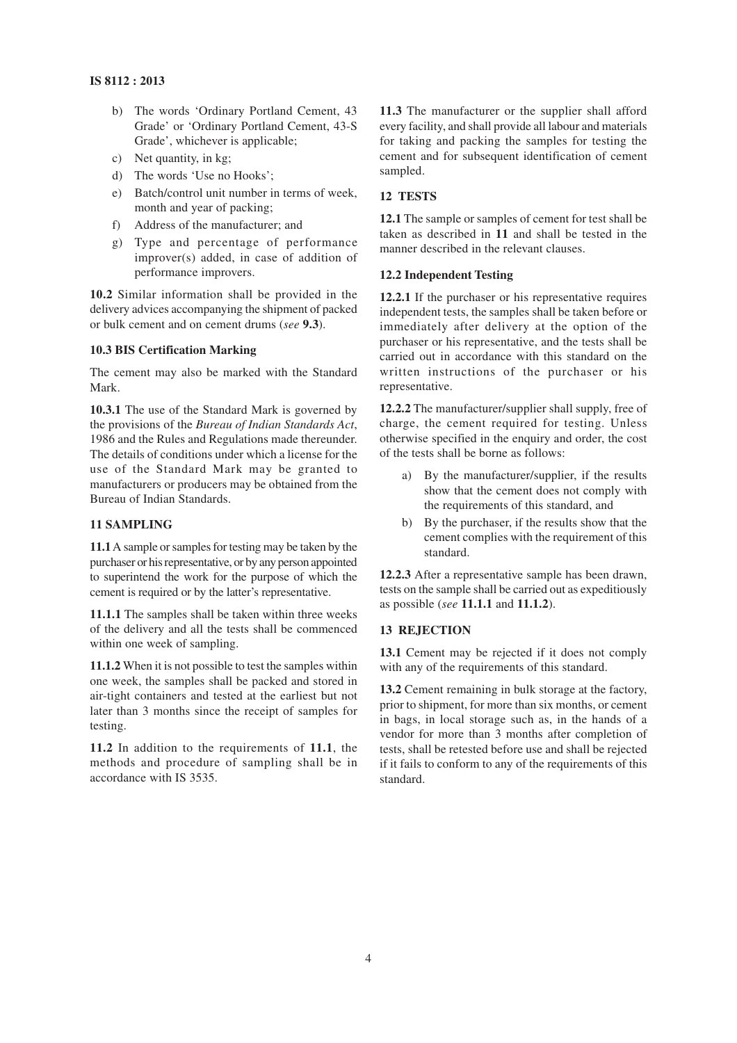b) The words 'Ordinary Portland Cement, 43 Grade' or 'Ordinary Portland Cement, 43-S Grade', whichever is applicable;
c) Net quantity, in kg;
d) The words 'Use no Hooks';
e) Batch/control unit number in terms of week, month and year of packing;
f) Address of the manufacturer; and
g) Type and percentage of performance improver(s) added, in case of addition of performance improvers.

**10.2** Similar information shall be provided in the delivery advices accompanying the shipment of packed or bulk cement and on cement drums (*see* **9.3**).

### 10.3 BIS Certification Marking

The cement may also be marked with the Standard Mark.

**10.3.1** The use of the Standard Mark is governed by the provisions of the *Bureau of Indian Standards Act*, 1986 and the Rules and Regulations made thereunder. The details of conditions under which a license for the use of the Standard Mark may be granted to manufacturers or producers may be obtained from the Bureau of Indian Standards.

## 11 SAMPLING

**11.1** A sample or samples for testing may be taken by the purchaser or his representative, or by any person appointed to superintend the work for the purpose of which the cement is required or by the latter's representative.

**11.1.1** The samples shall be taken within three weeks of the delivery and all the tests shall be commenced within one week of sampling.

**11.1.2** When it is not possible to test the samples within one week, the samples shall be packed and stored in air-tight containers and tested at the earliest but not later than 3 months since the receipt of samples for testing.

**11.2** In addition to the requirements of **11.1**, the methods and procedure of sampling shall be in accordance with IS 3535.

**11.3** The manufacturer or the supplier shall afford every facility, and shall provide all labour and materials for taking and packing the samples for testing the cement and for subsequent identification of cement sampled.

## 12 TESTS

**12.1** The sample or samples of cement for test shall be taken as described in **11** and shall be tested in the manner described in the relevant clauses.

### 12.2 Independent Testing

**12.2.1** If the purchaser or his representative requires independent tests, the samples shall be taken before or immediately after delivery at the option of the purchaser or his representative, and the tests shall be carried out in accordance with this standard on the written instructions of the purchaser or his representative.

**12.2.2** The manufacturer/supplier shall supply, free of charge, the cement required for testing. Unless otherwise specified in the enquiry and order, the cost of the tests shall be borne as follows:

a) By the manufacturer/supplier, if the results show that the cement does not comply with the requirements of this standard, and
b) By the purchaser, if the results show that the cement complies with the requirement of this standard.

**12.2.3** After a representative sample has been drawn, tests on the sample shall be carried out as expeditiously as possible (*see* **11.1.1** and **11.1.2**).

## 13 REJECTION

**13.1** Cement may be rejected if it does not comply with any of the requirements of this standard.

**13.2** Cement remaining in bulk storage at the factory, prior to shipment, for more than six months, or cement in bags, in local storage such as, in the hands of a vendor for more than 3 months after completion of tests, shall be retested before use and shall be rejected if it fails to conform to any of the requirements of this standard.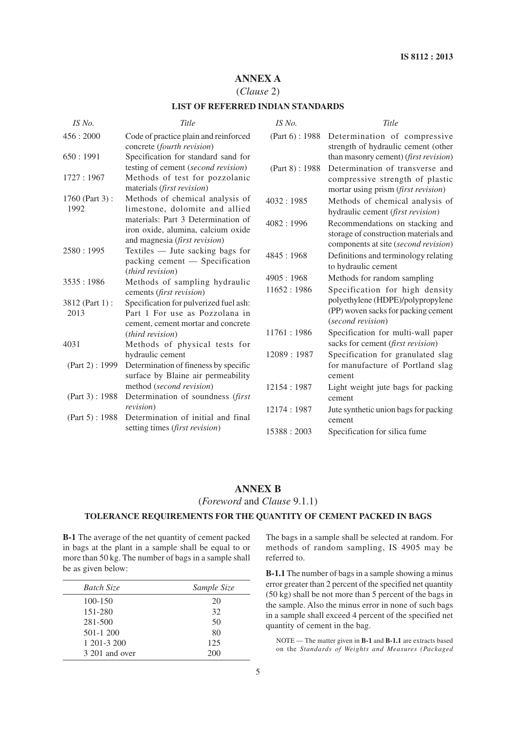## ANNEX A

(*Clause* 2)

### LIST OF REFERRED INDIAN STANDARDS

| *IS No.* | *Title* |
|---|---|
| 456 : 2000 | Code of practice plain and reinforced concrete (*fourth revision*) |
| 650 : 1991 | Specification for standard sand for testing of cement (*second revision*) |
| 1727 : 1967 | Methods of test for pozzolanic materials (*first revision*) |
| 1760 (Part 3) : 1992 | Methods of chemical analysis of limestone, dolomite and allied materials: Part 3 Determination of iron oxide, alumina, calcium oxide and magnesia (*first revision*) |
| 2580 : 1995 | Textiles — Jute sacking bags for packing cement — Specification (*third revision*) |
| 3535 : 1986 | Methods of sampling hydraulic cements (*first revision*) |
| 3812 (Part 1) : 2013 | Specification for pulverized fuel ash: Part 1 For use as Pozzolana in cement, cement mortar and concrete (*third revision*) |
| 4031 | Methods of physical tests for hydraulic cement |
| (Part 2) : 1999 | Determination of fineness by specific surface by Blaine air permeability method (*second revision*) |
| (Part 3) : 1988 | Determination of soundness (*first revision*) |
| (Part 5) : 1988 | Determination of initial and final setting times (*first revision*) |
| (Part 6) : 1988 | Determination of compressive strength of hydraulic cement (other than masonry cement) (*first revision*) |
| (Part 8) : 1988 | Determination of transverse and compressive strength of plastic mortar using prism (*first revision*) |
| 4032 : 1985 | Methods of chemical analysis of hydraulic cement (*first revision*) |
| 4082 : 1996 | Recommendations on stacking and storage of construction materials and components at site (*second revision*) |
| 4845 : 1968 | Definitions and terminology relating to hydraulic cement |
| 4905 : 1968 | Methods for random sampling |
| 11652 : 1986 | Specification for high density polyethylene (HDPE)/polypropylene (PP) woven sacks for packing cement (*second revision*) |
| 11761 : 1986 | Specification for multi-wall paper sacks for cement (*first revision*) |
| 12089 : 1987 | Specification for granulated slag for manufacture of Portland slag cement |
| 12154 : 1987 | Light weight jute bags for packing cement |
| 12174 : 1987 | Jute synthetic union bags for packing cement |
| 15388 : 2003 | Specification for silica fume |

## ANNEX B

(*Foreword* and *Clause* 9.1.1)

### TOLERANCE REQUIREMENTS FOR THE QUANTITY OF CEMENT PACKED IN BAGS

**B-1** The average of the net quantity of cement packed in bags at the plant in a sample shall be equal to or more than 50 kg. The number of bags in a sample shall be as given below:

| *Batch Size* | *Sample Size* |
|---|---|
| 100-150 | 20 |
| 151-280 | 32 |
| 281-500 | 50 |
| 501-1 200 | 80 |
| 1 201-3 200 | 125 |
| 3 201 and over | 200 |

The bags in a sample shall be selected at random. For methods of random sampling, IS 4905 may be referred to.

**B-1.1** The number of bags in a sample showing a minus error greater than 2 percent of the specified net quantity (50 kg) shall be not more than 5 percent of the bags in the sample. Also the minus error in none of such bags in a sample shall exceed 4 percent of the specified net quantity of cement in the bag.

NOTE — The matter given in **B-1** and **B-1.1** are extracts based on the *Standards of Weights and Measures (Packaged*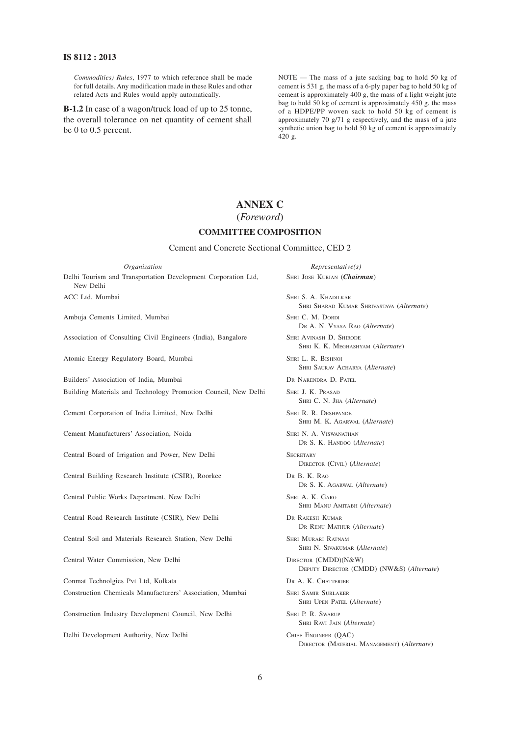*Commodities) Rules*, 1977 to which reference shall be made for full details. Any modification made in these Rules and other related Acts and Rules would apply automatically.

**B-1.2** In case of a wagon/truck load of up to 25 tonne, the overall tolerance on net quantity of cement shall be 0 to 0.5 percent.

NOTE — The mass of a jute sacking bag to hold 50 kg of cement is 531 g, the mass of a 6-ply paper bag to hold 50 kg of cement is approximately 400 g, the mass of a light weight jute bag to hold 50 kg of cement is approximately 450 g, the mass of a HDPE/PP woven sack to hold 50 kg of cement is approximately 70 g/71 g respectively, and the mass of a jute synthetic union bag to hold 50 kg of cement is approximately 420 g.

# ANNEX C
(*Foreword*)

## COMMITTEE COMPOSITION

Cement and Concrete Sectional Committee, CED 2

| *Organization* | *Representative(s)* |
|---|---|
| Delhi Tourism and Transportation Development Corporation Ltd, New Delhi | Shri Jose Kurian (***Chairman***) |
| ACC Ltd, Mumbai | Shri S. A. Khadilkar<br>Shri Sharad Kumar Shrivastava (*Alternate*) |
| Ambuja Cements Limited, Mumbai | Shri C. M. Dordi<br>Dr A. N. Vyasa Rao (*Alternate*) |
| Association of Consulting Civil Engineers (India), Bangalore | Shri Avinash D. Shirode<br>Shri K. K. Meghashyam (*Alternate*) |
| Atomic Energy Regulatory Board, Mumbai | Shri L. R. Bishnoi<br>Shri Saurav Acharya (*Alternate*) |
| Builders' Association of India, Mumbai | Dr Narendra D. Patel |
| Building Materials and Technology Promotion Council, New Delhi | Shri J. K. Prasad<br>Shri C. N. Jha (*Alternate*) |
| Cement Corporation of India Limited, New Delhi | Shri R. R. Deshpande<br>Shri M. K. Agarwal (*Alternate*) |
| Cement Manufacturers' Association, Noida | Shri N. A. Viswanathan<br>Dr S. K. Handoo (*Alternate*) |
| Central Board of Irrigation and Power, New Delhi | Secretary<br>Director (Civil) (*Alternate*) |
| Central Building Research Institute (CSIR), Roorkee | Dr B. K. Rao<br>Dr S. K. Agarwal (*Alternate*) |
| Central Public Works Department, New Delhi | Shri A. K. Garg<br>Shri Manu Amitabh (*Alternate*) |
| Central Road Research Institute (CSIR), New Delhi | Dr Rakesh Kumar<br>Dr Renu Mathur (*Alternate*) |
| Central Soil and Materials Research Station, New Delhi | Shri Murari Ratnam<br>Shri N. Sivakumar (*Alternate*) |
| Central Water Commission, New Delhi | Director (CMDD)(N&W)<br>Deputy Director (CMDD) (NW&S) (*Alternate*) |
| Conmat Technolgies Pvt Ltd, Kolkata | Dr A. K. Chatterjee |
| Construction Chemicals Manufacturers' Association, Mumbai | Shri Samir Surlaker<br>Shri Upen Patel (*Alternate*) |
| Construction Industry Development Council, New Delhi | Shri P. R. Swarup<br>Shri Ravi Jain (*Alternate*) |
| Delhi Development Authority, New Delhi | Chief Engineer (QAC)<br>Director (Material Management) (*Alternate*) |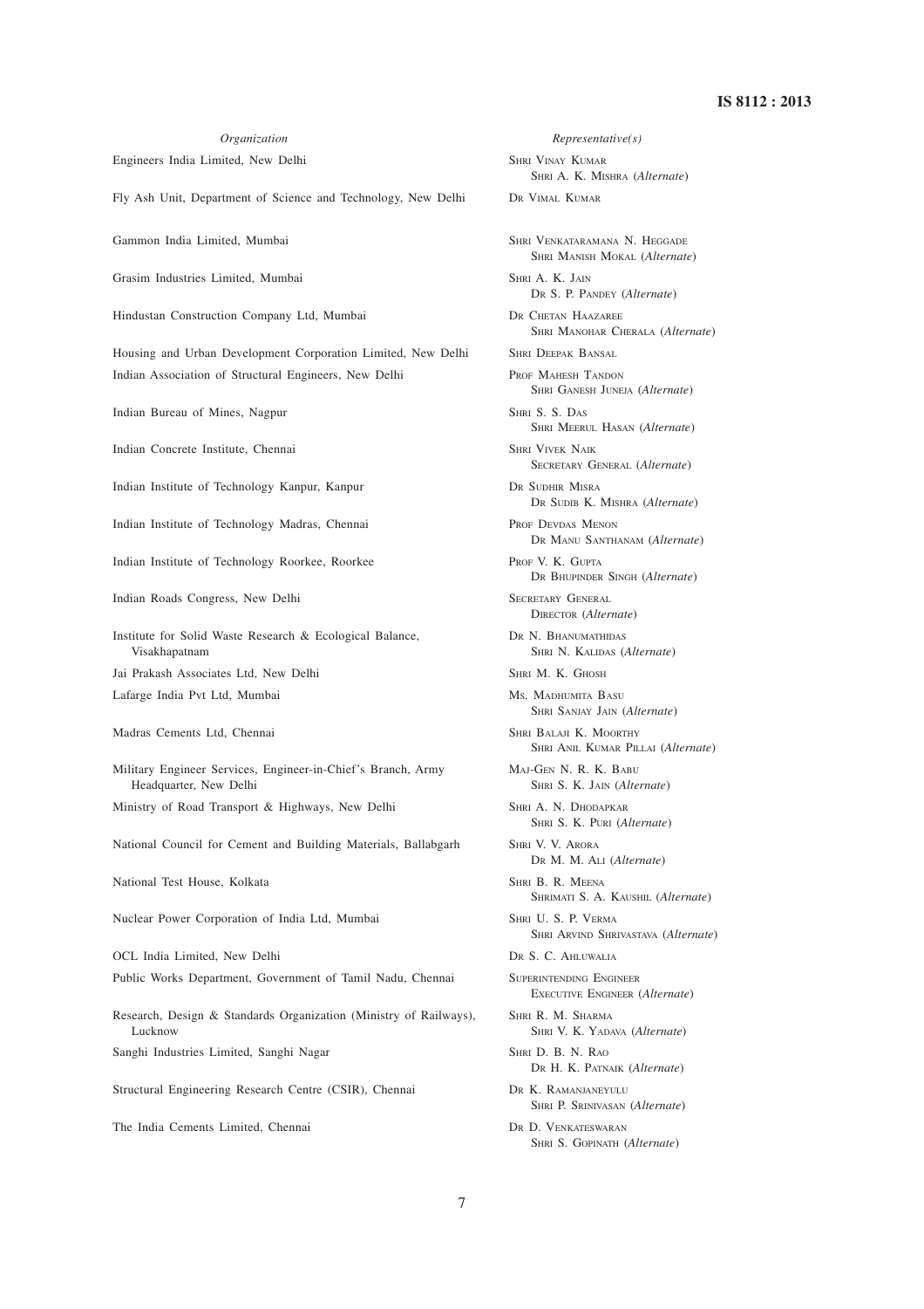| *Organization* | *Representative(s)* |
|---|---|
| Engineers India Limited, New Delhi | Shri Vinay Kumar<br>Shri A. K. Mishra (*Alternate*) |
| Fly Ash Unit, Department of Science and Technology, New Delhi | Dr Vimal Kumar |
| Gammon India Limited, Mumbai | Shri Venkataramana N. Heggade<br>Shri Manish Mokal (*Alternate*) |
| Grasim Industries Limited, Mumbai | Shri A. K. Jain<br>Dr S. P. Pandey (*Alternate*) |
| Hindustan Construction Company Ltd, Mumbai | Dr Chetan Haazaree<br>Shri Manohar Cherala (*Alternate*) |
| Housing and Urban Development Corporation Limited, New Delhi | Shri Deepak Bansal |
| Indian Association of Structural Engineers, New Delhi | Prof Mahesh Tandon<br>Shri Ganesh Juneja (*Alternate*) |
| Indian Bureau of Mines, Nagpur | Shri S. S. Das<br>Shri Meerul Hasan (*Alternate*) |
| Indian Concrete Institute, Chennai | Shri Vivek Naik<br>Secretary General (*Alternate*) |
| Indian Institute of Technology Kanpur, Kanpur | Dr Sudhir Misra<br>Dr Sudib K. Mishra (*Alternate*) |
| Indian Institute of Technology Madras, Chennai | Prof Devdas Menon<br>Dr Manu Santhanam (*Alternate*) |
| Indian Institute of Technology Roorkee, Roorkee | Prof V. K. Gupta<br>Dr Bhupinder Singh (*Alternate*) |
| Indian Roads Congress, New Delhi | Secretary General<br>Director (*Alternate*) |
| Institute for Solid Waste Research & Ecological Balance, Visakhapatnam | Dr N. Bhanumathidas<br>Shri N. Kalidas (*Alternate*) |
| Jai Prakash Associates Ltd, New Delhi | Shri M. K. Ghosh |
| Lafarge India Pvt Ltd, Mumbai | Ms. Madhumita Basu<br>Shri Sanjay Jain (*Alternate*) |
| Madras Cements Ltd, Chennai | Shri Balaji K. Moorthy<br>Shri Anil Kumar Pillai (*Alternate*) |
| Military Engineer Services, Engineer-in-Chief's Branch, Army Headquarter, New Delhi | Maj-Gen N. R. K. Babu<br>Shri S. K. Jain (*Alternate*) |
| Ministry of Road Transport & Highways, New Delhi | Shri A. N. Dhodapkar<br>Shri S. K. Puri (*Alternate*) |
| National Council for Cement and Building Materials, Ballabgarh | Shri V. V. Arora<br>Dr M. M. Ali (*Alternate*) |
| National Test House, Kolkata | Shri B. R. Meena<br>Shrimati S. A. Kaushil (*Alternate*) |
| Nuclear Power Corporation of India Ltd, Mumbai | Shri U. S. P. Verma<br>Shri Arvind Shrivastava (*Alternate*) |
| OCL India Limited, New Delhi | Dr S. C. Ahluwalia |
| Public Works Department, Government of Tamil Nadu, Chennai | Superintending Engineer<br>Executive Engineer (*Alternate*) |
| Research, Design & Standards Organization (Ministry of Railways), Lucknow | Shri R. M. Sharma<br>Shri V. K. Yadava (*Alternate*) |
| Sanghi Industries Limited, Sanghi Nagar | Shri D. B. N. Rao<br>Dr H. K. Patnaik (*Alternate*) |
| Structural Engineering Research Centre (CSIR), Chennai | Dr K. Ramanjaneyulu<br>Shri P. Srinivasan (*Alternate*) |
| The India Cements Limited, Chennai | Dr D. Venkateswaran<br>Shri S. Gopinath (*Alternate*) |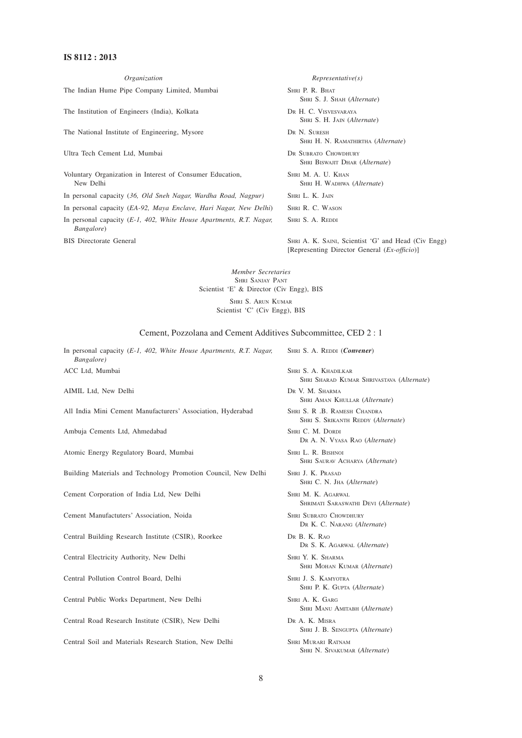| *Organization* | *Representative(s)* |
|---|---|
| The Indian Hume Pipe Company Limited, Mumbai | Shri P. R. Bhat<br>Shri S. J. Shah (*Alternate*) |
| The Institution of Engineers (India), Kolkata | Dr H. C. Visvesvaraya<br>Shri S. H. Jain (*Alternate*) |
| The National Institute of Engineering, Mysore | Dr N. Suresh<br>Shri H. N. Ramathirtha (*Alternate*) |
| Ultra Tech Cement Ltd, Mumbai | Dr Subrato Chowdhury<br>Shri Biswajit Dhar (*Alternate*) |
| Voluntary Organization in Interest of Consumer Education, New Delhi | Shri M. A. U. Khan<br>Shri H. Wadhwa (*Alternate*) |
| In personal capacity (*36, Old Sneh Nagar, Wardha Road, Nagpur*) | Shri L. K. Jain |
| In personal capacity (*EA-92, Maya Enclave, Hari Nagar, New Delhi*) | Shri R. C. Wason |
| In personal capacity (*E-1, 402, White House Apartments, R.T. Nagar, Bangalore*) | Shri S. A. Reddi |
| BIS Directorate General | Shri A. K. Saini, Scientist 'G' and Head (Civ Engg) [Representing Director General (*Ex-officio*)] |

*Member Secretaries*
Shri Sanjay Pant
Scientist 'E' & Director (Civ Engg), BIS

Shri S. Arun Kumar
Scientist 'C' (Civ Engg), BIS

## Cement, Pozzolana and Cement Additives Subcommittee, CED 2 : 1

| | |
|---|---|
| In personal capacity (*E-1, 402, White House Apartments, R.T. Nagar, Bangalore)* | Shri S. A. Reddi (***Convener***) |
| ACC Ltd, Mumbai | Shri S. A. Khadilkar<br>Shri Sharad Kumar Shrivastava (*Alternate*) |
| AIMIL Ltd, New Delhi | Dr V. M. Sharma<br>Shri Aman Khullar (*Alternate*) |
| All India Mini Cement Manufacturers' Association, Hyderabad | Shri S. R .B. Ramesh Chandra<br>Shri S. Srikanth Reddy (*Alternate*) |
| Ambuja Cements Ltd, Ahmedabad | Shri C. M. Dordi<br>Dr A. N. Vyasa Rao (*Alternate*) |
| Atomic Energy Regulatory Board, Mumbai | Shri L. R. Bishnoi<br>Shri Saurav Acharya (*Alternate*) |
| Building Materials and Technology Promotion Council, New Delhi | Shri J. K. Prasad<br>Shri C. N. Jha (*Alternate*) |
| Cement Corporation of India Ltd, New Delhi | Shri M. K. Agarwal<br>Shrimati Saraswathi Devi (*Alternate*) |
| Cement Manufactuters' Association, Noida | Shri Subrato Chowdhury<br>Dr K. C. Narang (*Alternate*) |
| Central Building Research Institute (CSIR), Roorkee | Dr B. K. Rao<br>Dr S. K. Agarwal (*Alternate*) |
| Central Electricity Authority, New Delhi | Shri Y. K. Sharma<br>Shri Mohan Kumar (*Alternate*) |
| Central Pollution Control Board, Delhi | Shri J. S. Kamyotra<br>Shri P. K. Gupta (*Alternate*) |
| Central Public Works Department, New Delhi | Shri A. K. Garg<br>Shri Manu Amitabh (*Alternate*) |
| Central Road Research Institute (CSIR), New Delhi | Dr A. K. Misra<br>Shri J. B. Sengupta (*Alternate*) |
| Central Soil and Materials Research Station, New Delhi | Shri Murari Ratnam<br>Shri N. Sivakumar (*Alternate*) |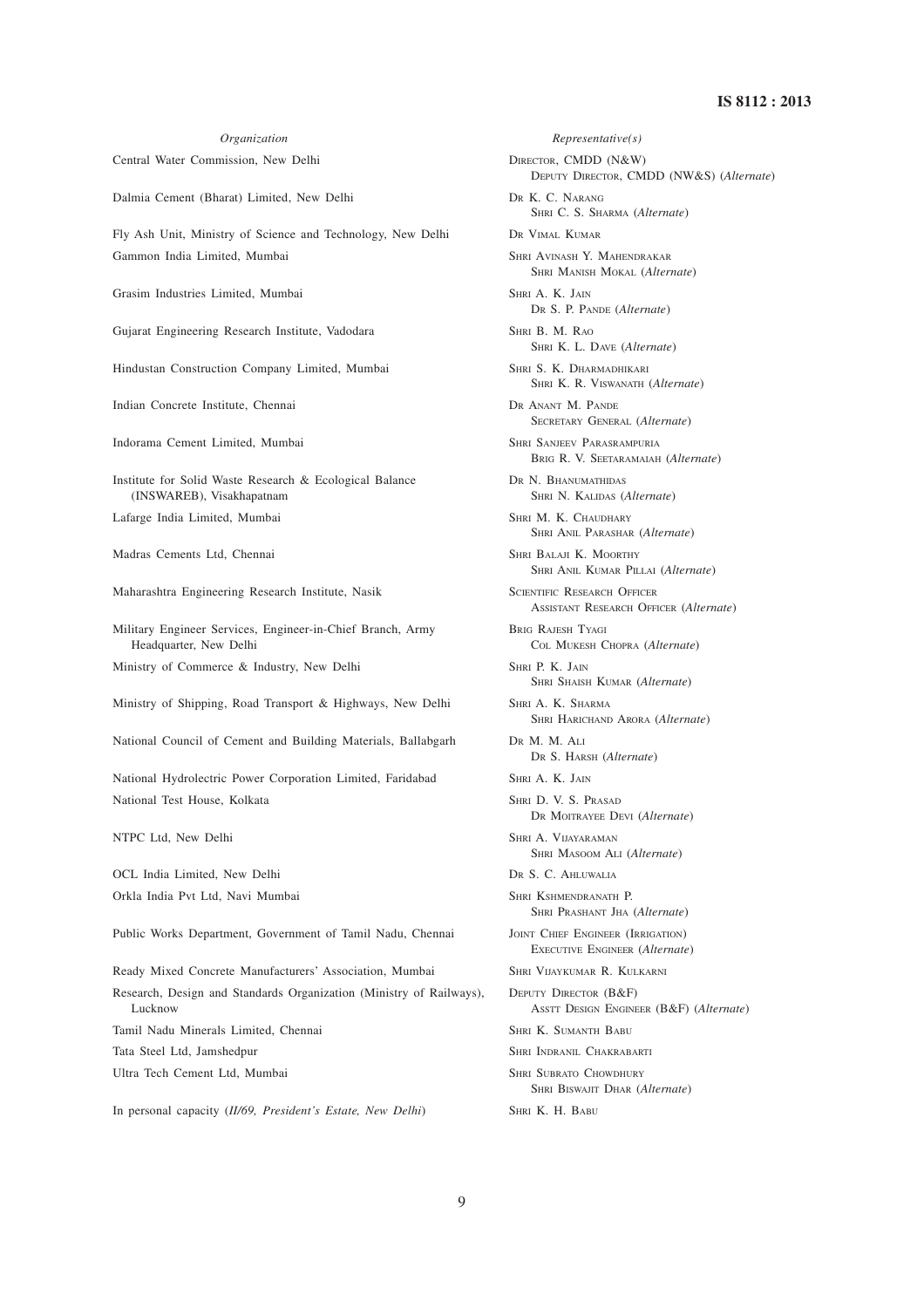| *Organization* | *Representative(s)* |
|---|---|
| Central Water Commission, New Delhi | Director, CMDD (N&W)<br>Deputy Director, CMDD (NW&S) (*Alternate*) |
| Dalmia Cement (Bharat) Limited, New Delhi | Dr K. C. Narang<br>Shri C. S. Sharma (*Alternate*) |
| Fly Ash Unit, Ministry of Science and Technology, New Delhi | Dr Vimal Kumar |
| Gammon India Limited, Mumbai | Shri Avinash Y. Mahendrakar<br>Shri Manish Mokal (*Alternate*) |
| Grasim Industries Limited, Mumbai | Shri A. K. Jain<br>Dr S. P. Pande (*Alternate*) |
| Gujarat Engineering Research Institute, Vadodara | Shri B. M. Rao<br>Shri K. L. Dave (*Alternate*) |
| Hindustan Construction Company Limited, Mumbai | Shri S. K. Dharmadhikari<br>Shri K. R. Viswanath (*Alternate*) |
| Indian Concrete Institute, Chennai | Dr Anant M. Pande<br>Secretary General (*Alternate*) |
| Indorama Cement Limited, Mumbai | Shri Sanjeev Parasrampuria<br>Brig R. V. Seetaramaiah (*Alternate*) |
| Institute for Solid Waste Research & Ecological Balance (INSWAREB), Visakhapatnam | Dr N. Bhanumathidas<br>Shri N. Kalidas (*Alternate*) |
| Lafarge India Limited, Mumbai | Shri M. K. Chaudhary<br>Shri Anil Parashar (*Alternate*) |
| Madras Cements Ltd, Chennai | Shri Balaji K. Moorthy<br>Shri Anil Kumar Pillai (*Alternate*) |
| Maharashtra Engineering Research Institute, Nasik | Scientific Research Officer<br>Assistant Research Officer (*Alternate*) |
| Military Engineer Services, Engineer-in-Chief Branch, Army Headquarter, New Delhi | Brig Rajesh Tyagi<br>Col Mukesh Chopra (*Alternate*) |
| Ministry of Commerce & Industry, New Delhi | Shri P. K. Jain<br>Shri Shaish Kumar (*Alternate*) |
| Ministry of Shipping, Road Transport & Highways, New Delhi | Shri A. K. Sharma<br>Shri Harichand Arora (*Alternate*) |
| National Council of Cement and Building Materials, Ballabgarh | Dr M. M. Ali<br>Dr S. Harsh (*Alternate*) |
| National Hydrolectric Power Corporation Limited, Faridabad | Shri A. K. Jain |
| National Test House, Kolkata | Shri D. V. S. Prasad<br>Dr Moitrayee Devi (*Alternate*) |
| NTPC Ltd, New Delhi | Shri A. Vijayaraman<br>Shri Masoom Ali (*Alternate*) |
| OCL India Limited, New Delhi | Dr S. C. Ahluwalia |
| Orkla India Pvt Ltd, Navi Mumbai | Shri Kshmendranath P.<br>Shri Prashant Jha (*Alternate*) |
| Public Works Department, Government of Tamil Nadu, Chennai | Joint Chief Engineer (Irrigation)<br>Executive Engineer (*Alternate*) |
| Ready Mixed Concrete Manufacturers' Association, Mumbai | Shri Vijaykumar R. Kulkarni |
| Research, Design and Standards Organization (Ministry of Railways), Lucknow | Deputy Director (B&F)<br>Asstt Design Engineer (B&F) (*Alternate*) |
| Tamil Nadu Minerals Limited, Chennai | Shri K. Sumanth Babu |
| Tata Steel Ltd, Jamshedpur | Shri Indranil Chakrabarti |
| Ultra Tech Cement Ltd, Mumbai | Shri Subrato Chowdhury<br>Shri Biswajit Dhar (*Alternate*) |
| In personal capacity (*II/69, President's Estate, New Delhi*) | Shri K. H. Babu |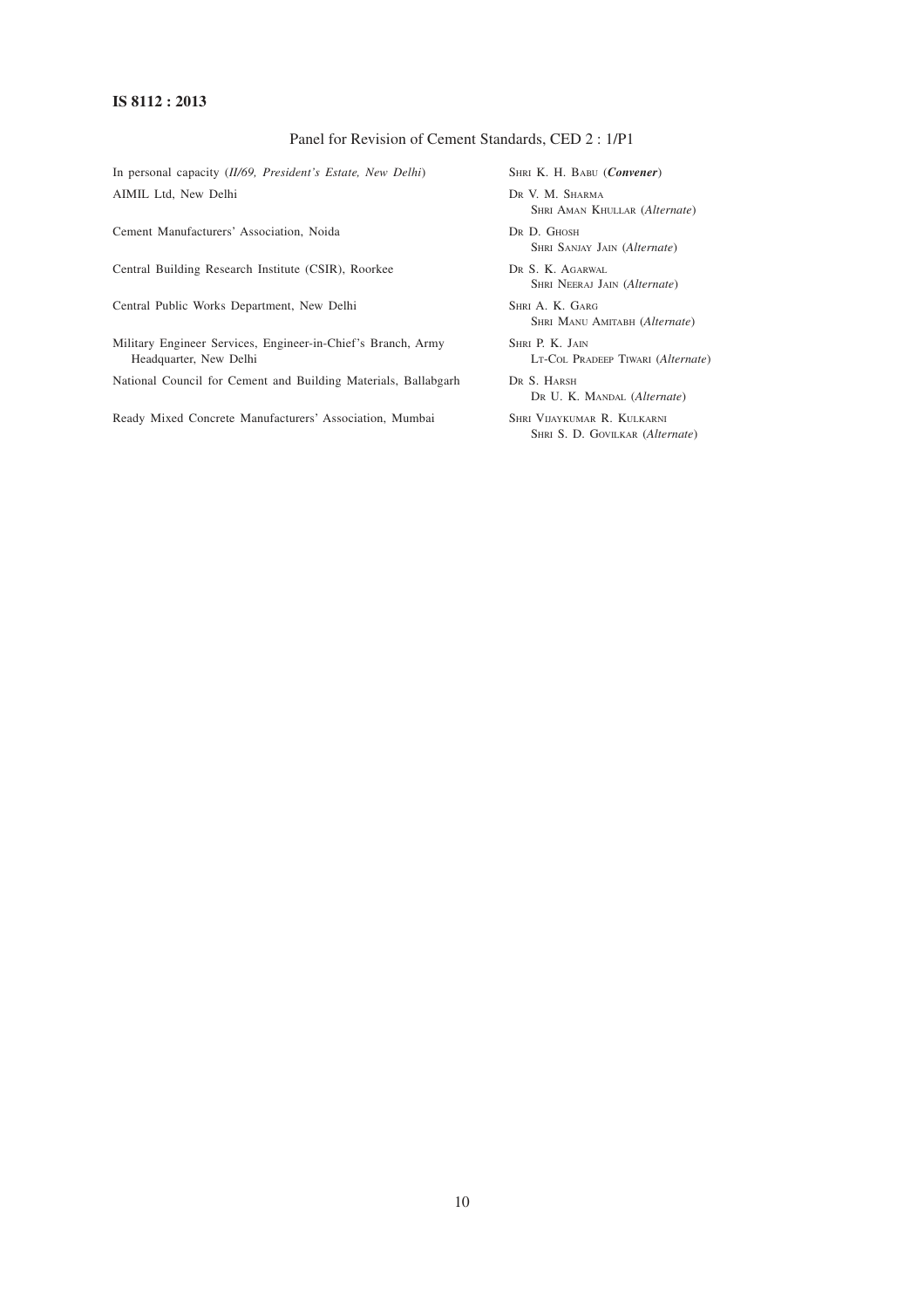## Panel for Revision of Cement Standards, CED 2 : 1/P1

| *Organization* | *Representative(s)* |
|---|---|
| In personal capacity (*II/69, President's Estate, New Delhi*) | Shri K. H. Babu (***Convener***) |
| AIMIL Ltd, New Delhi | Dr V. M. Sharma<br>Shri Aman Khullar (*Alternate*) |
| Cement Manufacturers' Association, Noida | Dr D. Ghosh<br>Shri Sanjay Jain (*Alternate*) |
| Central Building Research Institute (CSIR), Roorkee | Dr S. K. Agarwal<br>Shri Neeraj Jain (*Alternate*) |
| Central Public Works Department, New Delhi | Shri A. K. Garg<br>Shri Manu Amitabh (*Alternate*) |
| Military Engineer Services, Engineer-in-Chief's Branch, Army Headquarter, New Delhi | Shri P. K. Jain<br>Lt-Col Pradeep Tiwari (*Alternate*) |
| National Council for Cement and Building Materials, Ballabgarh | Dr S. Harsh<br>Dr U. K. Mandal (*Alternate*) |
| Ready Mixed Concrete Manufacturers' Association, Mumbai | Shri Vijaykumar R. Kulkarni<br>Shri S. D. Govilkar (*Alternate*) |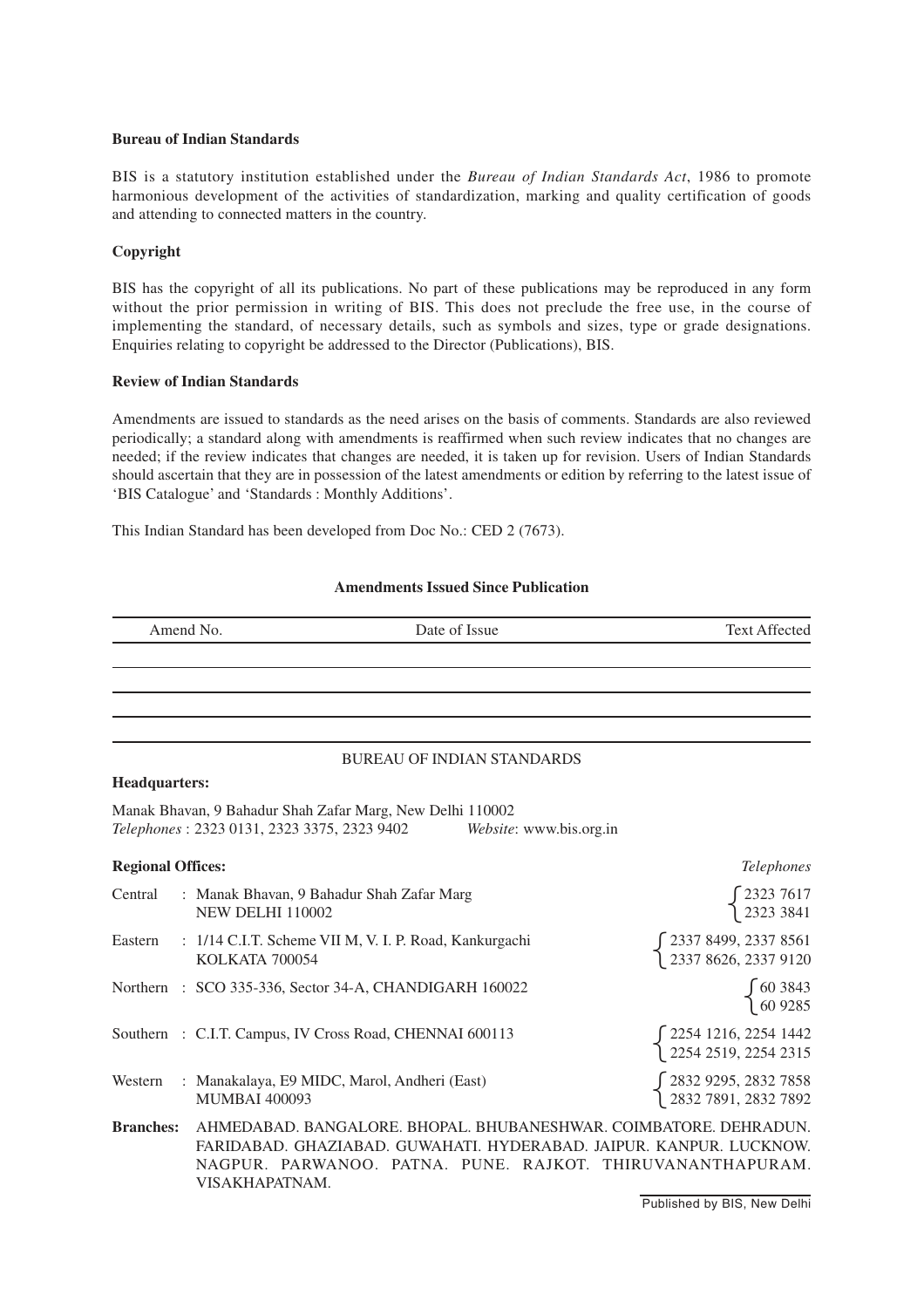**Bureau of Indian Standards**

BIS is a statutory institution established under the *Bureau of Indian Standards Act*, 1986 to promote harmonious development of the activities of standardization, marking and quality certification of goods and attending to connected matters in the country.

**Copyright**

BIS has the copyright of all its publications. No part of these publications may be reproduced in any form without the prior permission in writing of BIS. This does not preclude the free use, in the course of implementing the standard, of necessary details, such as symbols and sizes, type or grade designations. Enquiries relating to copyright be addressed to the Director (Publications), BIS.

**Review of Indian Standards**

Amendments are issued to standards as the need arises on the basis of comments. Standards are also reviewed periodically; a standard along with amendments is reaffirmed when such review indicates that no changes are needed; if the review indicates that changes are needed, it is taken up for revision. Users of Indian Standards should ascertain that they are in possession of the latest amendments or edition by referring to the latest issue of 'BIS Catalogue' and 'Standards : Monthly Additions'.

This Indian Standard has been developed from Doc No.: CED 2 (7673).

**Amendments Issued Since Publication**

| Amend No. | Date of Issue | Text Affected |
|---|---|---|
| | | |
| | | |
| | | |
| | | |

BUREAU OF INDIAN STANDARDS

**Headquarters:**

Manak Bhavan, 9 Bahadur Shah Zafar Marg, New Delhi 110002
*Telephones* : 2323 0131, 2323 3375, 2323 9402 *Website*: www.bis.org.in

| **Regional Offices:** | | *Telephones* |
|---|---|---|
| Central | : Manak Bhavan, 9 Bahadur Shah Zafar Marg NEW DELHI 110002 | 2323 7617, 2323 3841 |
| Eastern | : 1/14 C.I.T. Scheme VII M, V. I. P. Road, Kankurgachi KOLKATA 700054 | 2337 8499, 2337 8561, 2337 8626, 2337 9120 |
| Northern | : SCO 335-336, Sector 34-A, CHANDIGARH 160022 | 60 3843, 60 9285 |
| Southern | : C.I.T. Campus, IV Cross Road, CHENNAI 600113 | 2254 1216, 2254 1442, 2254 2519, 2254 2315 |
| Western | : Manakalaya, E9 MIDC, Marol, Andheri (East) MUMBAI 400093 | 2832 9295, 2832 7858, 2832 7891, 2832 7892 |

**Branches:** AHMEDABAD. BANGALORE. BHOPAL. BHUBANESHWAR. COIMBATORE. DEHRADUN. FARIDABAD. GHAZIABAD. GUWAHATI. HYDERABAD. JAIPUR. KANPUR. LUCKNOW. NAGPUR. PARWANOO. PATNA. PUNE. RAJKOT. THIRUVANANTHAPURAM. VISAKHAPATNAM.

Published by BIS, New Delhi